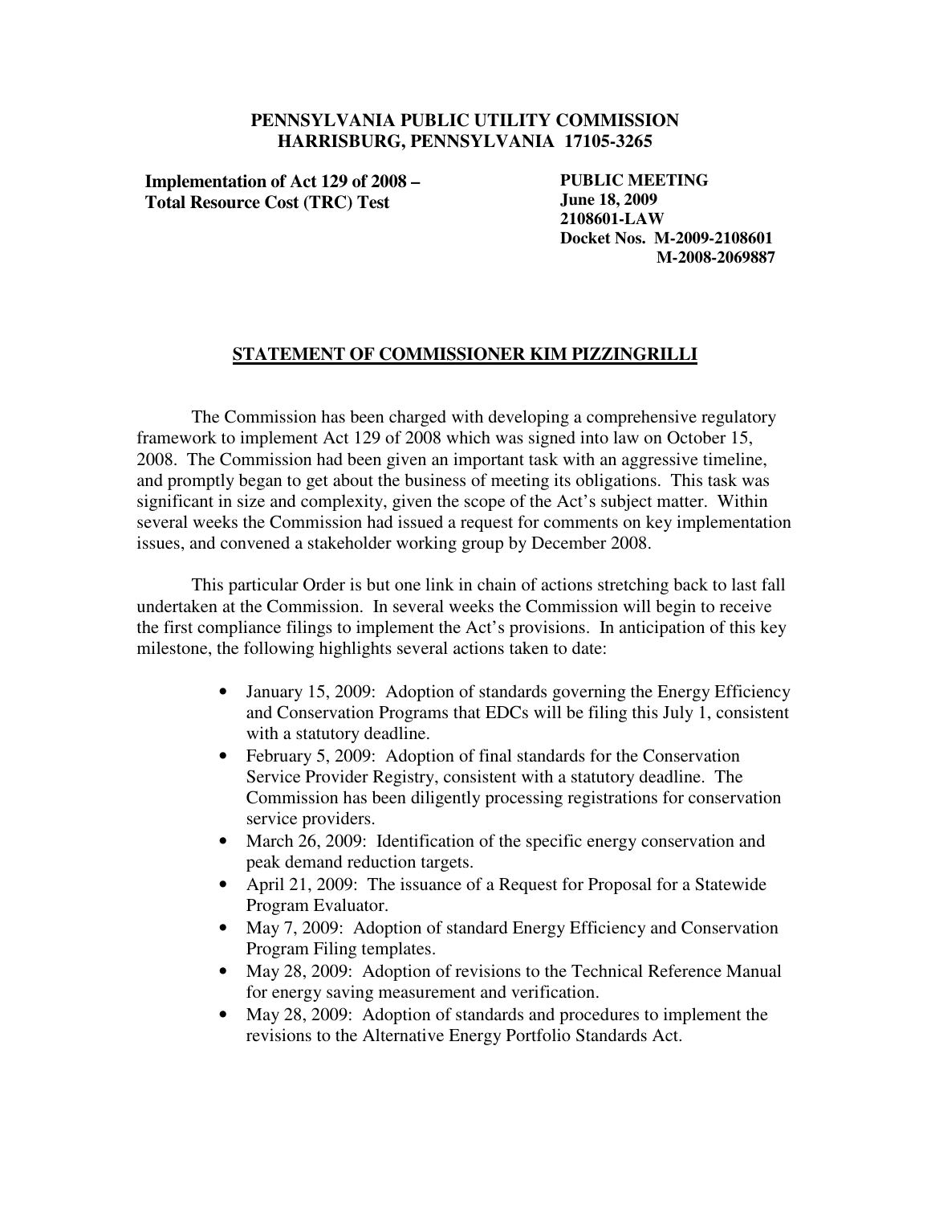**PENNSYLVANIA PUBLIC UTILITY COMMISSION**
**HARRISBURG, PENNSYLVANIA 17105-3265**

**Implementation of Act 129 of 2008 –**
**Total Resource Cost (TRC) Test**

**PUBLIC MEETING**
**June 18, 2009**
**2108601-LAW**
**Docket Nos. M-2009-2108601**
**M-2008-2069887**

## STATEMENT OF COMMISSIONER KIM PIZZINGRILLI

The Commission has been charged with developing a comprehensive regulatory framework to implement Act 129 of 2008 which was signed into law on October 15, 2008. The Commission had been given an important task with an aggressive timeline, and promptly began to get about the business of meeting its obligations. This task was significant in size and complexity, given the scope of the Act's subject matter. Within several weeks the Commission had issued a request for comments on key implementation issues, and convened a stakeholder working group by December 2008.

This particular Order is but one link in chain of actions stretching back to last fall undertaken at the Commission. In several weeks the Commission will begin to receive the first compliance filings to implement the Act's provisions. In anticipation of this key milestone, the following highlights several actions taken to date:

- January 15, 2009: Adoption of standards governing the Energy Efficiency and Conservation Programs that EDCs will be filing this July 1, consistent with a statutory deadline.
- February 5, 2009: Adoption of final standards for the Conservation Service Provider Registry, consistent with a statutory deadline. The Commission has been diligently processing registrations for conservation service providers.
- March 26, 2009: Identification of the specific energy conservation and peak demand reduction targets.
- April 21, 2009: The issuance of a Request for Proposal for a Statewide Program Evaluator.
- May 7, 2009: Adoption of standard Energy Efficiency and Conservation Program Filing templates.
- May 28, 2009: Adoption of revisions to the Technical Reference Manual for energy saving measurement and verification.
- May 28, 2009: Adoption of standards and procedures to implement the revisions to the Alternative Energy Portfolio Standards Act.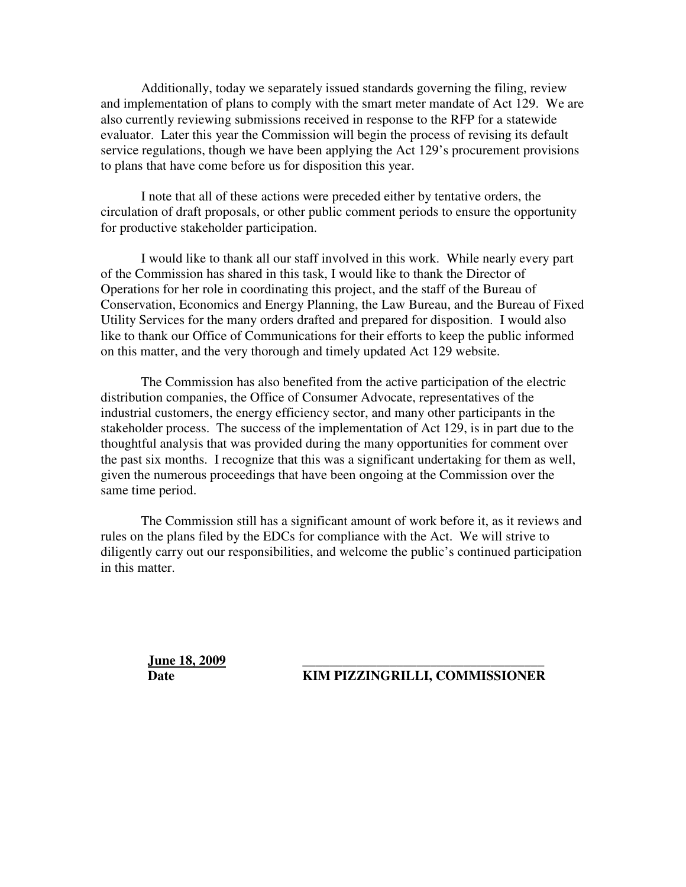Additionally, today we separately issued standards governing the filing, review and implementation of plans to comply with the smart meter mandate of Act 129. We are also currently reviewing submissions received in response to the RFP for a statewide evaluator. Later this year the Commission will begin the process of revising its default service regulations, though we have been applying the Act 129's procurement provisions to plans that have come before us for disposition this year.

I note that all of these actions were preceded either by tentative orders, the circulation of draft proposals, or other public comment periods to ensure the opportunity for productive stakeholder participation.

I would like to thank all our staff involved in this work. While nearly every part of the Commission has shared in this task, I would like to thank the Director of Operations for her role in coordinating this project, and the staff of the Bureau of Conservation, Economics and Energy Planning, the Law Bureau, and the Bureau of Fixed Utility Services for the many orders drafted and prepared for disposition. I would also like to thank our Office of Communications for their efforts to keep the public informed on this matter, and the very thorough and timely updated Act 129 website.

The Commission has also benefited from the active participation of the electric distribution companies, the Office of Consumer Advocate, representatives of the industrial customers, the energy efficiency sector, and many other participants in the stakeholder process. The success of the implementation of Act 129, is in part due to the thoughtful analysis that was provided during the many opportunities for comment over the past six months. I recognize that this was a significant undertaking for them as well, given the numerous proceedings that have been ongoing at the Commission over the same time period.

The Commission still has a significant amount of work before it, as it reviews and rules on the plans filed by the EDCs for compliance with the Act. We will strive to diligently carry out our responsibilities, and welcome the public's continued participation in this matter.

**June 18, 2009**
**Date**

\_\_\_\_\_\_\_\_\_\_\_\_\_\_\_\_\_\_\_\_\_\_\_\_\_\_\_\_\_\_\_\_\_\_\_\_
**KIM PIZZINGRILLI, COMMISSIONER**